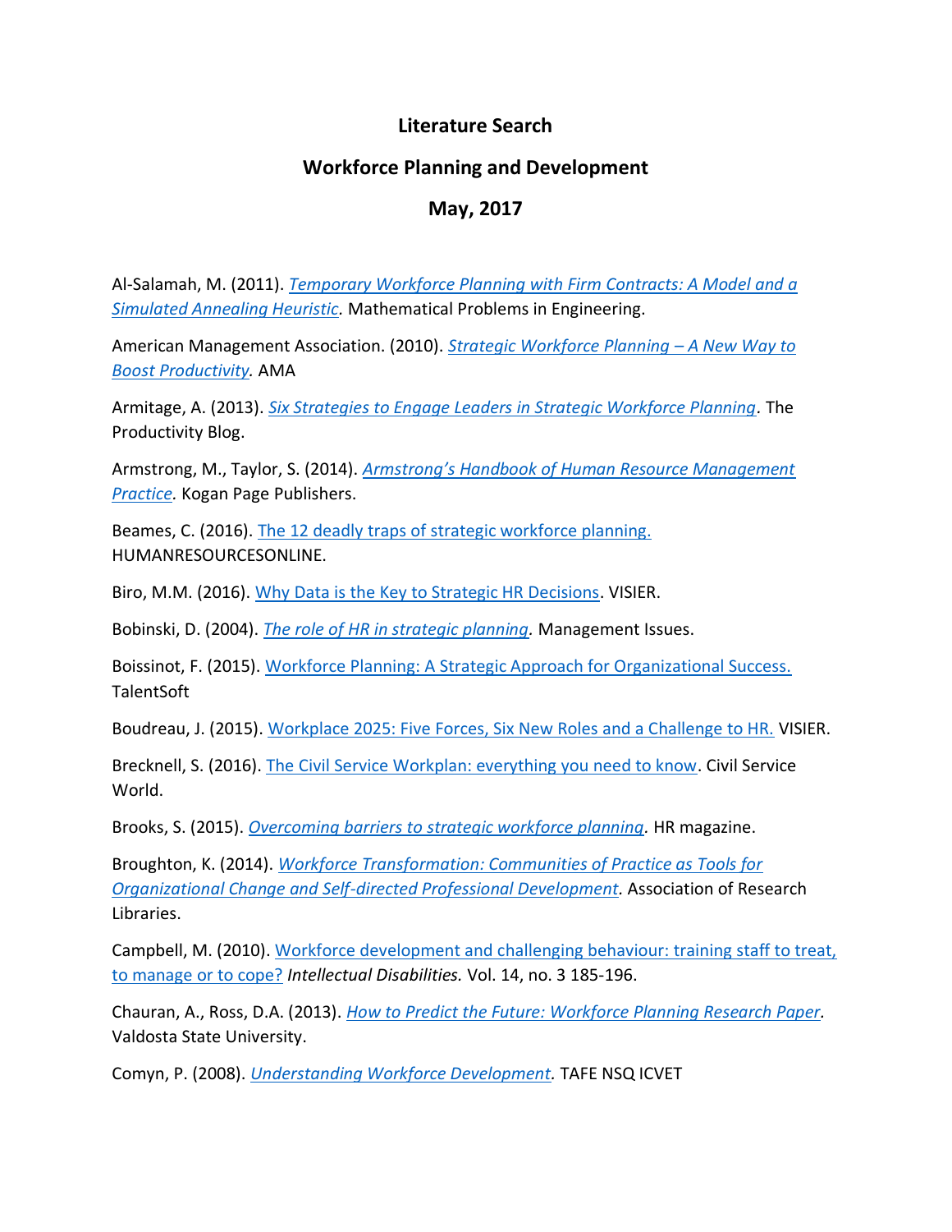# Literature Search

## Workforce Planning and Development

## May, 2017

Al-Salamah, M. (2011). *Temporary Workforce Planning with Firm Contracts: A Model and a Simulated Annealing Heuristic*. Mathematical Problems in Engineering.

American Management Association. (2010). *Strategic Workforce Planning – A New Way to Boost Productivity.* AMA

Armitage, A. (2013). *Six Strategies to Engage Leaders in Strategic Workforce Planning*. The Productivity Blog.

Armstrong, M., Taylor, S. (2014). *Armstrong's Handbook of Human Resource Management Practice.* Kogan Page Publishers.

Beames, C. (2016). The 12 deadly traps of strategic workforce planning. HUMANRESOURCESONLINE.

Biro, M.M. (2016). Why Data is the Key to Strategic HR Decisions. VISIER.

Bobinski, D. (2004). *The role of HR in strategic planning.* Management Issues.

Boissinot, F. (2015). Workforce Planning: A Strategic Approach for Organizational Success. TalentSoft

Boudreau, J. (2015). Workplace 2025: Five Forces, Six New Roles and a Challenge to HR. VISIER.

Brecknell, S. (2016). The Civil Service Workplan: everything you need to know. Civil Service World.

Brooks, S. (2015). *Overcoming barriers to strategic workforce planning.* HR magazine.

Broughton, K. (2014). *Workforce Transformation: Communities of Practice as Tools for Organizational Change and Self-directed Professional Development.* Association of Research Libraries.

Campbell, M. (2010). Workforce development and challenging behaviour: training staff to treat, to manage or to cope? *Intellectual Disabilities.* Vol. 14, no. 3 185-196.

Chauran, A., Ross, D.A. (2013). *How to Predict the Future: Workforce Planning Research Paper.* Valdosta State University.

Comyn, P. (2008). *Understanding Workforce Development.* TAFE NSQ ICVET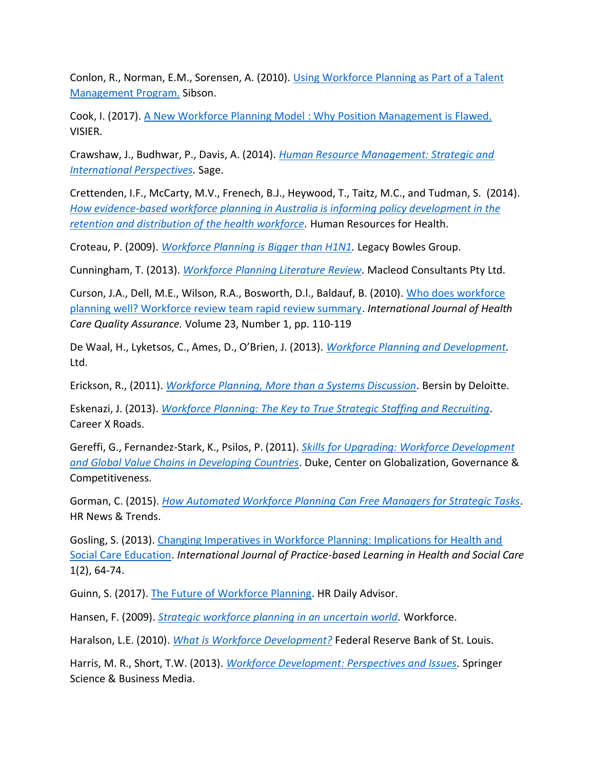Conlon, R., Norman, E.M., Sorensen, A. (2010). [Using Workforce Planning as Part of a Talent Management Program.]() Sibson.

Cook, I. (2017). [A New Workforce Planning Model : Why Position Management is Flawed.]() VISIER.

Crawshaw, J., Budhwar, P., Davis, A. (2014). [*Human Resource Management: Strategic and International Perspectives.*]() Sage.

Crettenden, I.F., McCarty, M.V., Frenech, B.J., Heywood, T., Taitz, M.C., and Tudman, S. (2014). [*How evidence-based workforce planning in Australia is informing policy development in the retention and distribution of the health workforce*]()*.* Human Resources for Health.

Croteau, P. (2009). [*Workforce Planning is Bigger than H1N1.*]() Legacy Bowles Group.

Cunningham, T. (2013). [*Workforce Planning Literature Review*]()*.* Macleod Consultants Pty Ltd.

Curson, J.A., Dell, M.E., Wilson, R.A., Bosworth, D.l., Baldauf, B. (2010). [Who does workforce planning well? Workforce review team rapid review summary](). *International Journal of Health Care Quality Assurance.* Volume 23, Number 1, pp. 110-119

De Waal, H., Lyketsos, C., Ames, D., O'Brien, J. (2013). [*Workforce Planning and Development.*]() Ltd.

Erickson, R., (2011). [*Workforce Planning, More than a Systems Discussion*]()*.* Bersin by Deloitte.

Eskenazi, J. (2013). [*Workforce Planning: The Key to True Strategic Staffing and Recruiting*](). Career X Roads.

Gereffi, G., Fernandez-Stark, K., Psilos, P. (2011). [*Skills for Upgrading: Workforce Development and Global Value Chains in Developing Countries*](). Duke, Center on Globalization, Governance & Competitiveness.

Gorman, C. (2015). [*How Automated Workforce Planning Can Free Managers for Strategic Tasks*](). HR News & Trends.

Gosling, S. (2013). [Changing Imperatives in Workforce Planning: Implications for Health and Social Care Education](). *International Journal of Practice-based Learning in Health and Social Care* 1(2), 64-74.

Guinn, S. (2017). [The Future of Workforce Planning](). HR Daily Advisor.

Hansen, F. (2009). [*Strategic workforce planning in an uncertain world.*]() Workforce.

Haralson, L.E. (2010). [*What is Workforce Development?*]() Federal Reserve Bank of St. Louis.

Harris, M. R., Short, T.W. (2013). [*Workforce Development: Perspectives and Issues*](). Springer Science & Business Media.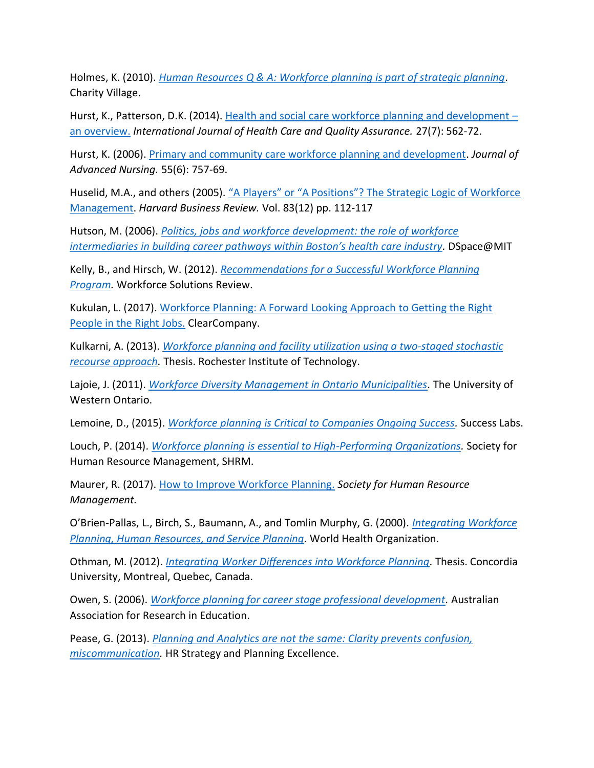Holmes, K. (2010). *Human Resources Q & A: Workforce planning is part of strategic planning*. Charity Village.

Hurst, K., Patterson, D.K. (2014). Health and social care workforce planning and development – an overview. *International Journal of Health Care and Quality Assurance.* 27(7): 562-72.

Hurst, K. (2006). Primary and community care workforce planning and development. *Journal of Advanced Nursing.* 55(6): 757-69.

Huselid, M.A., and others (2005). "A Players" or "A Positions"? The Strategic Logic of Workforce Management. *Harvard Business Review.* Vol. 83(12) pp. 112-117

Hutson, M. (2006). *Politics, jobs and workforce development: the role of workforce intermediaries in building career pathways within Boston's health care industry*. DSpace@MIT

Kelly, B., and Hirsch, W. (2012). *Recommendations for a Successful Workforce Planning Program.* Workforce Solutions Review.

Kukulan, L. (2017). Workforce Planning: A Forward Looking Approach to Getting the Right People in the Right Jobs. ClearCompany.

Kulkarni, A. (2013). *Workforce planning and facility utilization using a two-staged stochastic recourse approach.* Thesis. Rochester Institute of Technology.

Lajoie, J. (2011). *Workforce Diversity Management in Ontario Municipalities.* The University of Western Ontario.

Lemoine, D., (2015). *Workforce planning is Critical to Companies Ongoing Success.* Success Labs.

Louch, P. (2014). *Workforce planning is essential to High-Performing Organizations.* Society for Human Resource Management, SHRM.

Maurer, R. (2017). How to Improve Workforce Planning. *Society for Human Resource Management.*

O'Brien-Pallas, L., Birch, S., Baumann, A., and Tomlin Murphy, G. (2000). *Integrating Workforce Planning, Human Resources, and Service Planning.* World Health Organization.

Othman, M. (2012). *Integrating Worker Differences into Workforce Planning.* Thesis. Concordia University, Montreal, Quebec, Canada.

Owen, S. (2006). *Workforce planning for career stage professional development.* Australian Association for Research in Education.

Pease, G. (2013). *Planning and Analytics are not the same: Clarity prevents confusion, miscommunication.* HR Strategy and Planning Excellence.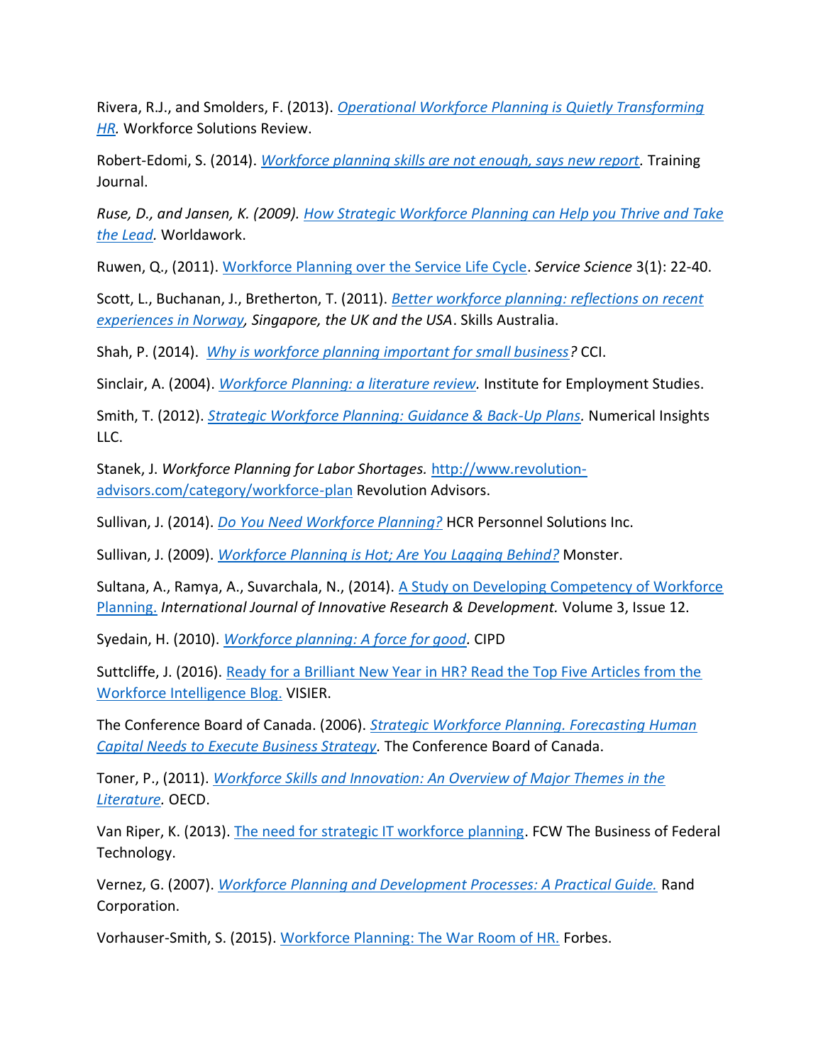Rivera, R.J., and Smolders, F. (2013). *Operational Workforce Planning is Quietly Transforming HR.* Workforce Solutions Review.

Robert-Edomi, S. (2014). *Workforce planning skills are not enough, says new report.* Training Journal.

*Ruse, D., and Jansen, K. (2009). How Strategic Workforce Planning can Help you Thrive and Take the Lead.* Worldawork.

Ruwen, Q., (2011). Workforce Planning over the Service Life Cycle. *Service Science* 3(1): 22-40.

Scott, L., Buchanan, J., Bretherton, T. (2011). *Better workforce planning: reflections on recent experiences in Norway, Singapore, the UK and the USA*. Skills Australia.

Shah, P. (2014). *Why is workforce planning important for small business?* CCI.

Sinclair, A. (2004). *Workforce Planning: a literature review.* Institute for Employment Studies.

Smith, T. (2012). *Strategic Workforce Planning: Guidance & Back-Up Plans.* Numerical Insights LLC.

Stanek, J. *Workforce Planning for Labor Shortages.* http://www.revolution-advisors.com/category/workforce-plan Revolution Advisors.

Sullivan, J. (2014). *Do You Need Workforce Planning?* HCR Personnel Solutions Inc.

Sullivan, J. (2009). *Workforce Planning is Hot; Are You Lagging Behind?* Monster.

Sultana, A., Ramya, A., Suvarchala, N., (2014). A Study on Developing Competency of Workforce Planning. *International Journal of Innovative Research & Development.* Volume 3, Issue 12.

Syedain, H. (2010). *Workforce planning: A force for good.* CIPD

Suttcliffe, J. (2016). Ready for a Brilliant New Year in HR? Read the Top Five Articles from the Workforce Intelligence Blog. VISIER.

The Conference Board of Canada. (2006). *Strategic Workforce Planning. Forecasting Human Capital Needs to Execute Business Strategy.* The Conference Board of Canada.

Toner, P., (2011). *Workforce Skills and Innovation: An Overview of Major Themes in the Literature.* OECD.

Van Riper, K. (2013). The need for strategic IT workforce planning. FCW The Business of Federal Technology.

Vernez, G. (2007). *Workforce Planning and Development Processes: A Practical Guide.* Rand Corporation.

Vorhauser-Smith, S. (2015). Workforce Planning: The War Room of HR. Forbes.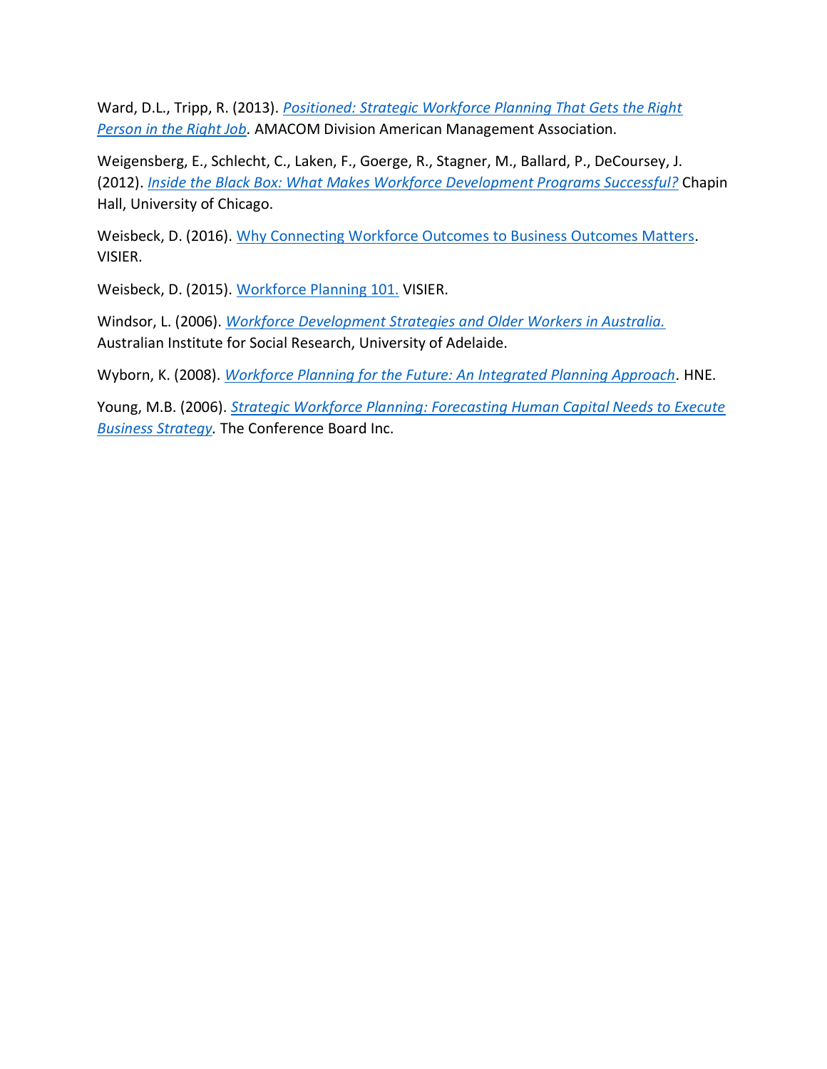Ward, D.L., Tripp, R. (2013). *Positioned: Strategic Workforce Planning That Gets the Right Person in the Right Job*. AMACOM Division American Management Association.

Weigensberg, E., Schlecht, C., Laken, F., Goerge, R., Stagner, M., Ballard, P., DeCoursey, J. (2012). *Inside the Black Box: What Makes Workforce Development Programs Successful?* Chapin Hall, University of Chicago.

Weisbeck, D. (2016). Why Connecting Workforce Outcomes to Business Outcomes Matters. VISIER.

Weisbeck, D. (2015). Workforce Planning 101. VISIER.

Windsor, L. (2006). *Workforce Development Strategies and Older Workers in Australia.* Australian Institute for Social Research, University of Adelaide.

Wyborn, K. (2008). *Workforce Planning for the Future: An Integrated Planning Approach*. HNE.

Young, M.B. (2006). *Strategic Workforce Planning: Forecasting Human Capital Needs to Execute Business Strategy*. The Conference Board Inc.